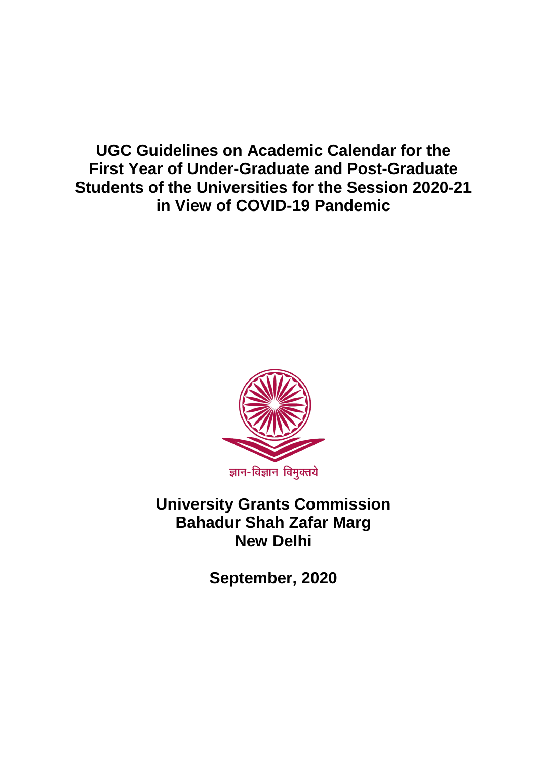# UGC Guidelines on Academic Calendar for the First Year of Under-Graduate and Post-Graduate Students of the Universities for the Session 2020-21 in View of COVID-19 Pandemic

ज्ञान-विज्ञान विमुक्तये

**University Grants Commission**
**Bahadur Shah Zafar Marg**
**New Delhi**

**September, 2020**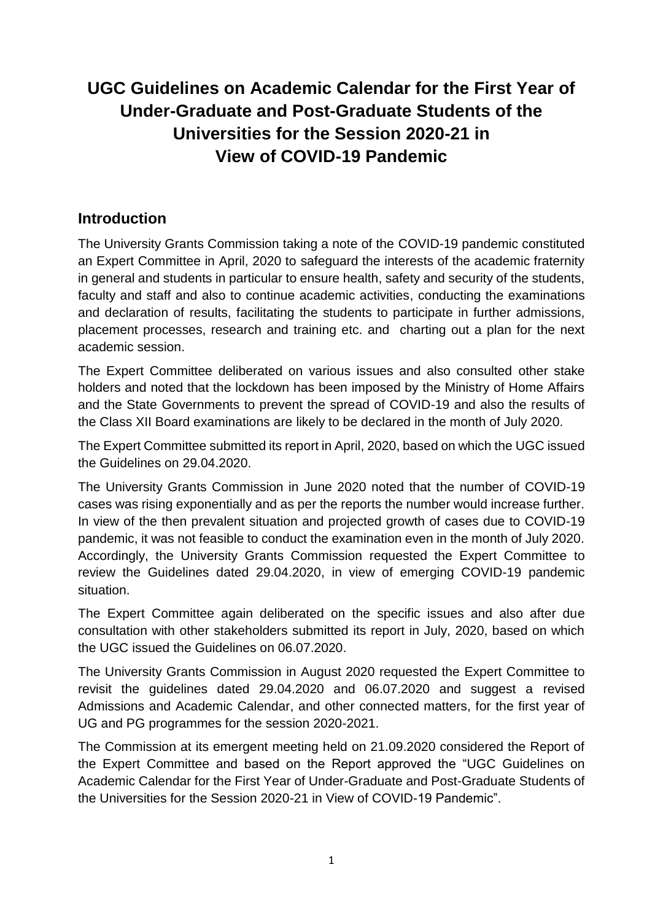# UGC Guidelines on Academic Calendar for the First Year of Under-Graduate and Post-Graduate Students of the Universities for the Session 2020-21 in View of COVID-19 Pandemic

## Introduction

The University Grants Commission taking a note of the COVID-19 pandemic constituted an Expert Committee in April, 2020 to safeguard the interests of the academic fraternity in general and students in particular to ensure health, safety and security of the students, faculty and staff and also to continue academic activities, conducting the examinations and declaration of results, facilitating the students to participate in further admissions, placement processes, research and training etc. and charting out a plan for the next academic session.

The Expert Committee deliberated on various issues and also consulted other stake holders and noted that the lockdown has been imposed by the Ministry of Home Affairs and the State Governments to prevent the spread of COVID-19 and also the results of the Class XII Board examinations are likely to be declared in the month of July 2020.

The Expert Committee submitted its report in April, 2020, based on which the UGC issued the Guidelines on 29.04.2020.

The University Grants Commission in June 2020 noted that the number of COVID-19 cases was rising exponentially and as per the reports the number would increase further. In view of the then prevalent situation and projected growth of cases due to COVID-19 pandemic, it was not feasible to conduct the examination even in the month of July 2020. Accordingly, the University Grants Commission requested the Expert Committee to review the Guidelines dated 29.04.2020, in view of emerging COVID-19 pandemic situation.

The Expert Committee again deliberated on the specific issues and also after due consultation with other stakeholders submitted its report in July, 2020, based on which the UGC issued the Guidelines on 06.07.2020.

The University Grants Commission in August 2020 requested the Expert Committee to revisit the guidelines dated 29.04.2020 and 06.07.2020 and suggest a revised Admissions and Academic Calendar, and other connected matters, for the first year of UG and PG programmes for the session 2020-2021.

The Commission at its emergent meeting held on 21.09.2020 considered the Report of the Expert Committee and based on the Report approved the "UGC Guidelines on Academic Calendar for the First Year of Under-Graduate and Post-Graduate Students of the Universities for the Session 2020-21 in View of COVID-19 Pandemic".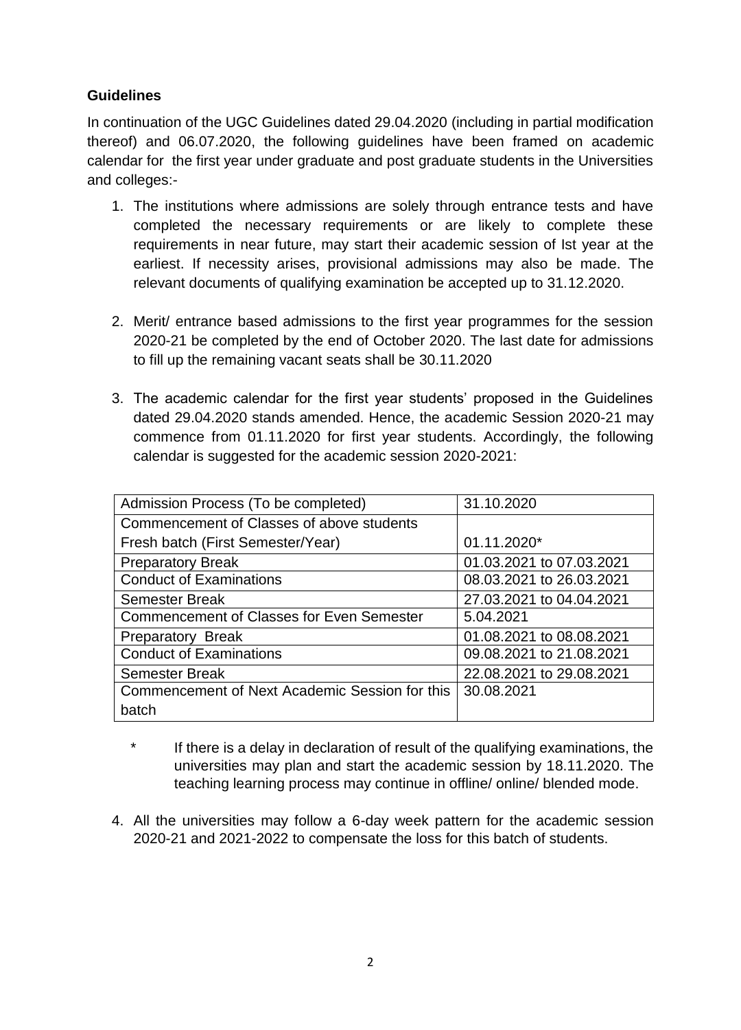**Guidelines**

In continuation of the UGC Guidelines dated 29.04.2020 (including in partial modification thereof) and 06.07.2020, the following guidelines have been framed on academic calendar for the first year under graduate and post graduate students in the Universities and colleges:-

1. The institutions where admissions are solely through entrance tests and have completed the necessary requirements or are likely to complete these requirements in near future, may start their academic session of Ist year at the earliest. If necessity arises, provisional admissions may also be made. The relevant documents of qualifying examination be accepted up to 31.12.2020.

2. Merit/ entrance based admissions to the first year programmes for the session 2020-21 be completed by the end of October 2020. The last date for admissions to fill up the remaining vacant seats shall be 30.11.2020

3. The academic calendar for the first year students' proposed in the Guidelines dated 29.04.2020 stands amended. Hence, the academic Session 2020-21 may commence from 01.11.2020 for first year students. Accordingly, the following calendar is suggested for the academic session 2020-2021:

| Admission Process (To be completed) | 31.10.2020 |
|---|---|
| Commencement of Classes of above students Fresh batch (First Semester/Year) | 01.11.2020* |
| Preparatory Break | 01.03.2021 to 07.03.2021 |
| Conduct of Examinations | 08.03.2021 to 26.03.2021 |
| Semester Break | 27.03.2021 to 04.04.2021 |
| Commencement of Classes for Even Semester | 5.04.2021 |
| Preparatory Break | 01.08.2021 to 08.08.2021 |
| Conduct of Examinations | 09.08.2021 to 21.08.2021 |
| Semester Break | 22.08.2021 to 29.08.2021 |
| Commencement of Next Academic Session for this batch | 30.08.2021 |

\* If there is a delay in declaration of result of the qualifying examinations, the universities may plan and start the academic session by 18.11.2020. The teaching learning process may continue in offline/ online/ blended mode.

4. All the universities may follow a 6-day week pattern for the academic session 2020-21 and 2021-2022 to compensate the loss for this batch of students.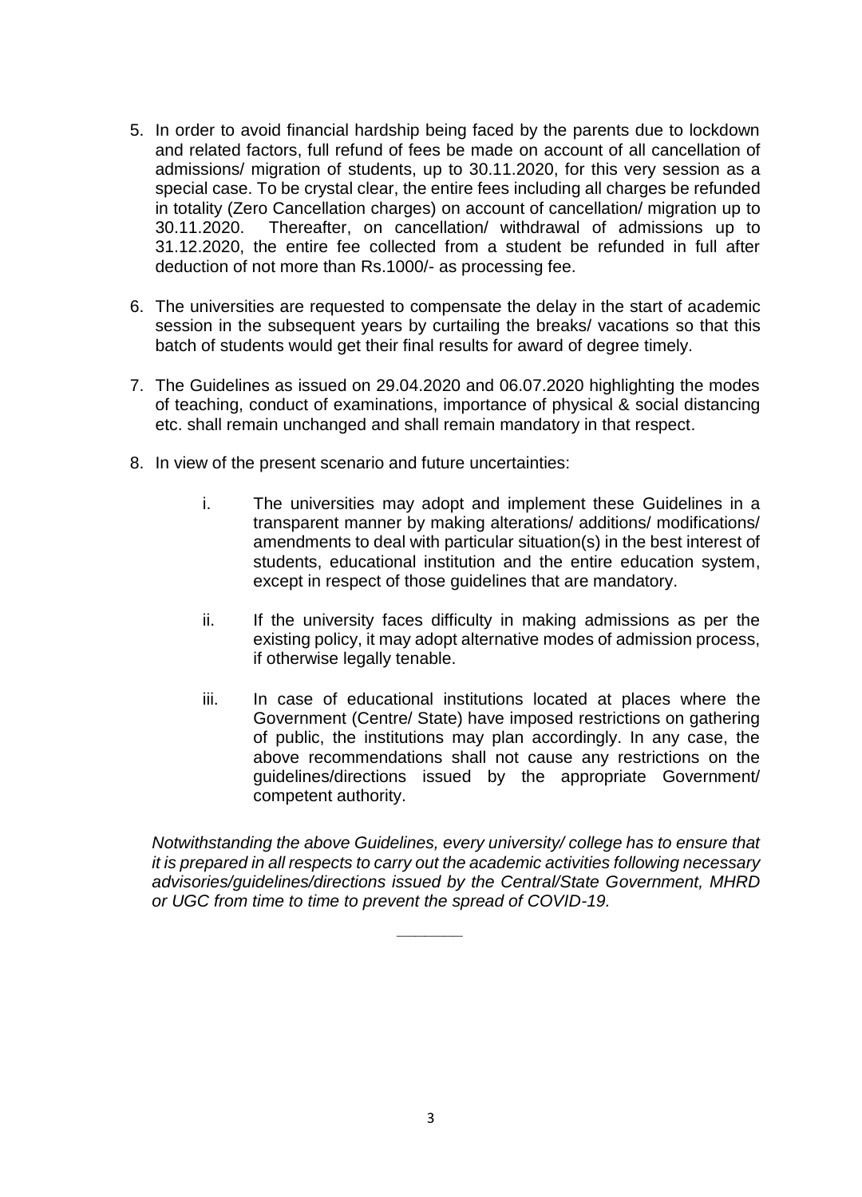5. In order to avoid financial hardship being faced by the parents due to lockdown and related factors, full refund of fees be made on account of all cancellation of admissions/ migration of students, up to 30.11.2020, for this very session as a special case. To be crystal clear, the entire fees including all charges be refunded in totality (Zero Cancellation charges) on account of cancellation/ migration up to 30.11.2020. Thereafter, on cancellation/ withdrawal of admissions up to 31.12.2020, the entire fee collected from a student be refunded in full after deduction of not more than Rs.1000/- as processing fee.

6. The universities are requested to compensate the delay in the start of academic session in the subsequent years by curtailing the breaks/ vacations so that this batch of students would get their final results for award of degree timely.

7. The Guidelines as issued on 29.04.2020 and 06.07.2020 highlighting the modes of teaching, conduct of examinations, importance of physical & social distancing etc. shall remain unchanged and shall remain mandatory in that respect.

8. In view of the present scenario and future uncertainties:

   i. The universities may adopt and implement these Guidelines in a transparent manner by making alterations/ additions/ modifications/ amendments to deal with particular situation(s) in the best interest of students, educational institution and the entire education system, except in respect of those guidelines that are mandatory.

   ii. If the university faces difficulty in making admissions as per the existing policy, it may adopt alternative modes of admission process, if otherwise legally tenable.

   iii. In case of educational institutions located at places where the Government (Centre/ State) have imposed restrictions on gathering of public, the institutions may plan accordingly. In any case, the above recommendations shall not cause any restrictions on the guidelines/directions issued by the appropriate Government/ competent authority.

*Notwithstanding the above Guidelines, every university/ college has to ensure that it is prepared in all respects to carry out the academic activities following necessary advisories/guidelines/directions issued by the Central/State Government, MHRD or UGC from time to time to prevent the spread of COVID-19.*

\_\_\_\_\_\_\_